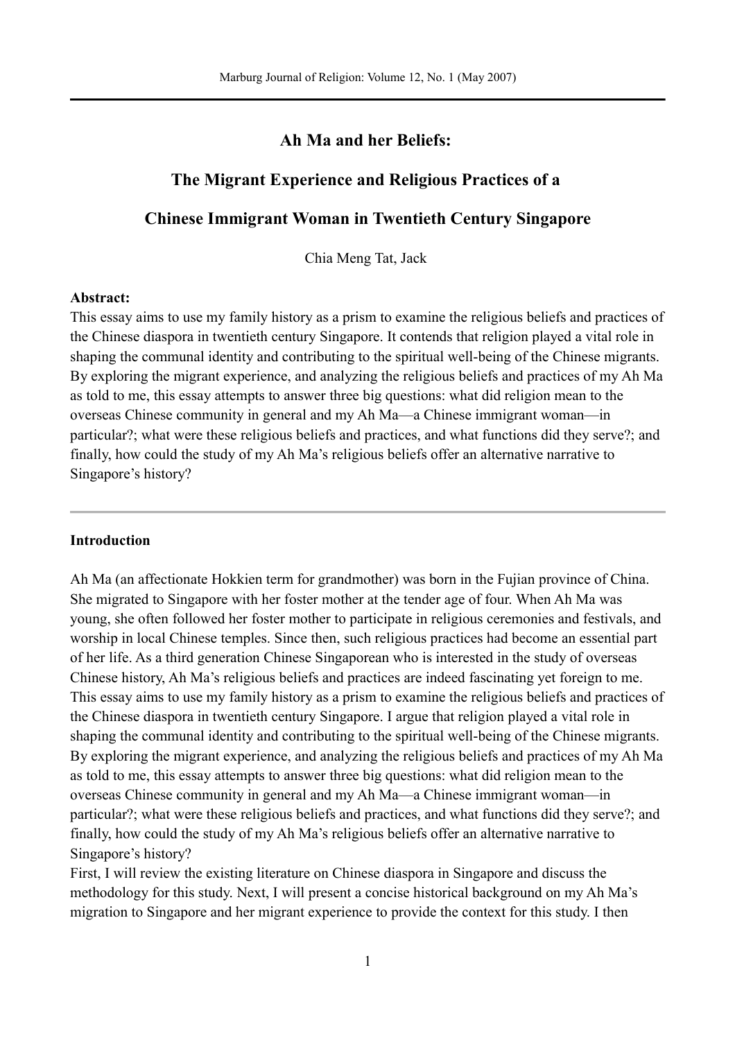# Ah Ma and her Beliefs:

# The Migrant Experience and Religious Practices of a Chinese Immigrant Woman in Twentieth Century Singapore

Chia Meng Tat, Jack

**Abstract:**

This essay aims to use my family history as a prism to examine the religious beliefs and practices of the Chinese diaspora in twentieth century Singapore. It contends that religion played a vital role in shaping the communal identity and contributing to the spiritual well-being of the Chinese migrants. By exploring the migrant experience, and analyzing the religious beliefs and practices of my Ah Ma as told to me, this essay attempts to answer three big questions: what did religion mean to the overseas Chinese community in general and my Ah Ma—a Chinese immigrant woman—in particular?; what were these religious beliefs and practices, and what functions did they serve?; and finally, how could the study of my Ah Ma's religious beliefs offer an alternative narrative to Singapore's history?

---

## Introduction

Ah Ma (an affectionate Hokkien term for grandmother) was born in the Fujian province of China. She migrated to Singapore with her foster mother at the tender age of four. When Ah Ma was young, she often followed her foster mother to participate in religious ceremonies and festivals, and worship in local Chinese temples. Since then, such religious practices had become an essential part of her life. As a third generation Chinese Singaporean who is interested in the study of overseas Chinese history, Ah Ma's religious beliefs and practices are indeed fascinating yet foreign to me. This essay aims to use my family history as a prism to examine the religious beliefs and practices of the Chinese diaspora in twentieth century Singapore. I argue that religion played a vital role in shaping the communal identity and contributing to the spiritual well-being of the Chinese migrants. By exploring the migrant experience, and analyzing the religious beliefs and practices of my Ah Ma as told to me, this essay attempts to answer three big questions: what did religion mean to the overseas Chinese community in general and my Ah Ma—a Chinese immigrant woman—in particular?; what were these religious beliefs and practices, and what functions did they serve?; and finally, how could the study of my Ah Ma's religious beliefs offer an alternative narrative to Singapore's history?

First, I will review the existing literature on Chinese diaspora in Singapore and discuss the methodology for this study. Next, I will present a concise historical background on my Ah Ma's migration to Singapore and her migrant experience to provide the context for this study. I then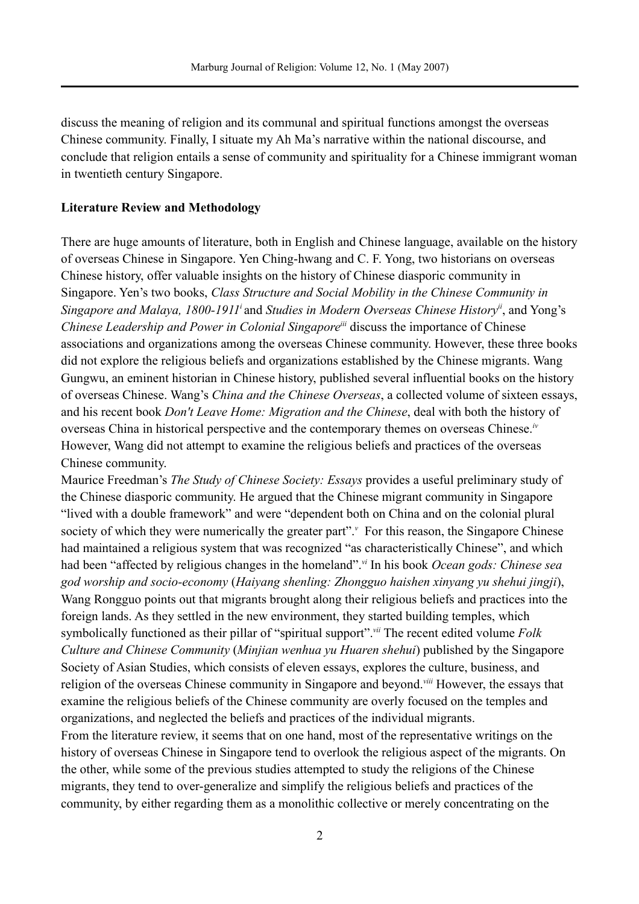discuss the meaning of religion and its communal and spiritual functions amongst the overseas Chinese community. Finally, I situate my Ah Ma's narrative within the national discourse, and conclude that religion entails a sense of community and spirituality for a Chinese immigrant woman in twentieth century Singapore.

**Literature Review and Methodology**

There are huge amounts of literature, both in English and Chinese language, available on the history of overseas Chinese in Singapore. Yen Ching-hwang and C. F. Yong, two historians on overseas Chinese history, offer valuable insights on the history of Chinese diasporic community in Singapore. Yen's two books, *Class Structure and Social Mobility in the Chinese Community in Singapore and Malaya, 1800-1911*[i] and *Studies in Modern Overseas Chinese History*[ii], and Yong's *Chinese Leadership and Power in Colonial Singapore*[iii] discuss the importance of Chinese associations and organizations among the overseas Chinese community. However, these three books did not explore the religious beliefs and organizations established by the Chinese migrants. Wang Gungwu, an eminent historian in Chinese history, published several influential books on the history of overseas Chinese. Wang's *China and the Chinese Overseas*, a collected volume of sixteen essays, and his recent book *Don't Leave Home: Migration and the Chinese*, deal with both the history of overseas China in historical perspective and the contemporary themes on overseas Chinese.[iv] However, Wang did not attempt to examine the religious beliefs and practices of the overseas Chinese community.

Maurice Freedman's *The Study of Chinese Society: Essays* provides a useful preliminary study of the Chinese diasporic community. He argued that the Chinese migrant community in Singapore "lived with a double framework" and were "dependent both on China and on the colonial plural society of which they were numerically the greater part".[v] For this reason, the Singapore Chinese had maintained a religious system that was recognized "as characteristically Chinese", and which had been "affected by religious changes in the homeland".[vi] In his book *Ocean gods: Chinese sea god worship and socio-economy* (*Haiyang shenling: Zhongguo haishen xinyang yu shehui jingji*), Wang Rongguo points out that migrants brought along their religious beliefs and practices into the foreign lands. As they settled in the new environment, they started building temples, which symbolically functioned as their pillar of "spiritual support".[vii] The recent edited volume *Folk Culture and Chinese Community* (*Minjian wenhua yu Huaren shehui*) published by the Singapore Society of Asian Studies, which consists of eleven essays, explores the culture, business, and religion of the overseas Chinese community in Singapore and beyond.[viii] However, the essays that examine the religious beliefs of the Chinese community are overly focused on the temples and organizations, and neglected the beliefs and practices of the individual migrants.

From the literature review, it seems that on one hand, most of the representative writings on the history of overseas Chinese in Singapore tend to overlook the religious aspect of the migrants. On the other, while some of the previous studies attempted to study the religions of the Chinese migrants, they tend to over-generalize and simplify the religious beliefs and practices of the community, by either regarding them as a monolithic collective or merely concentrating on the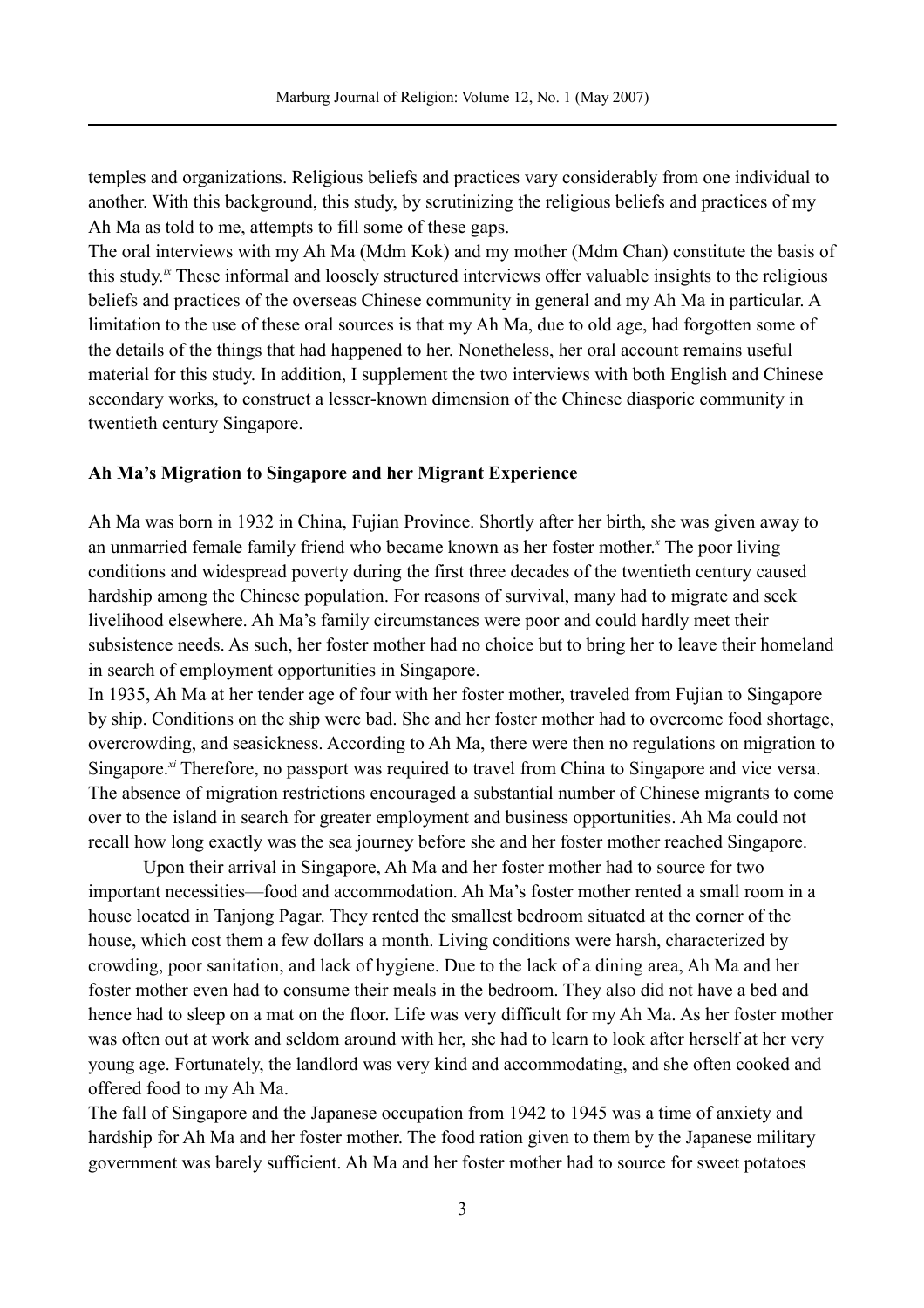temples and organizations. Religious beliefs and practices vary considerably from one individual to another. With this background, this study, by scrutinizing the religious beliefs and practices of my Ah Ma as told to me, attempts to fill some of these gaps.

The oral interviews with my Ah Ma (Mdm Kok) and my mother (Mdm Chan) constitute the basis of this study.[ix] These informal and loosely structured interviews offer valuable insights to the religious beliefs and practices of the overseas Chinese community in general and my Ah Ma in particular. A limitation to the use of these oral sources is that my Ah Ma, due to old age, had forgotten some of the details of the things that had happened to her. Nonetheless, her oral account remains useful material for this study. In addition, I supplement the two interviews with both English and Chinese secondary works, to construct a lesser-known dimension of the Chinese diasporic community in twentieth century Singapore.

**Ah Ma's Migration to Singapore and her Migrant Experience**

Ah Ma was born in 1932 in China, Fujian Province. Shortly after her birth, she was given away to an unmarried female family friend who became known as her foster mother.[x] The poor living conditions and widespread poverty during the first three decades of the twentieth century caused hardship among the Chinese population. For reasons of survival, many had to migrate and seek livelihood elsewhere. Ah Ma's family circumstances were poor and could hardly meet their subsistence needs. As such, her foster mother had no choice but to bring her to leave their homeland in search of employment opportunities in Singapore.

In 1935, Ah Ma at her tender age of four with her foster mother, traveled from Fujian to Singapore by ship. Conditions on the ship were bad. She and her foster mother had to overcome food shortage, overcrowding, and seasickness. According to Ah Ma, there were then no regulations on migration to Singapore.[xi] Therefore, no passport was required to travel from China to Singapore and vice versa. The absence of migration restrictions encouraged a substantial number of Chinese migrants to come over to the island in search for greater employment and business opportunities. Ah Ma could not recall how long exactly was the sea journey before she and her foster mother reached Singapore.

Upon their arrival in Singapore, Ah Ma and her foster mother had to source for two important necessities—food and accommodation. Ah Ma's foster mother rented a small room in a house located in Tanjong Pagar. They rented the smallest bedroom situated at the corner of the house, which cost them a few dollars a month. Living conditions were harsh, characterized by crowding, poor sanitation, and lack of hygiene. Due to the lack of a dining area, Ah Ma and her foster mother even had to consume their meals in the bedroom. They also did not have a bed and hence had to sleep on a mat on the floor. Life was very difficult for my Ah Ma. As her foster mother was often out at work and seldom around with her, she had to learn to look after herself at her very young age. Fortunately, the landlord was very kind and accommodating, and she often cooked and offered food to my Ah Ma.

The fall of Singapore and the Japanese occupation from 1942 to 1945 was a time of anxiety and hardship for Ah Ma and her foster mother. The food ration given to them by the Japanese military government was barely sufficient. Ah Ma and her foster mother had to source for sweet potatoes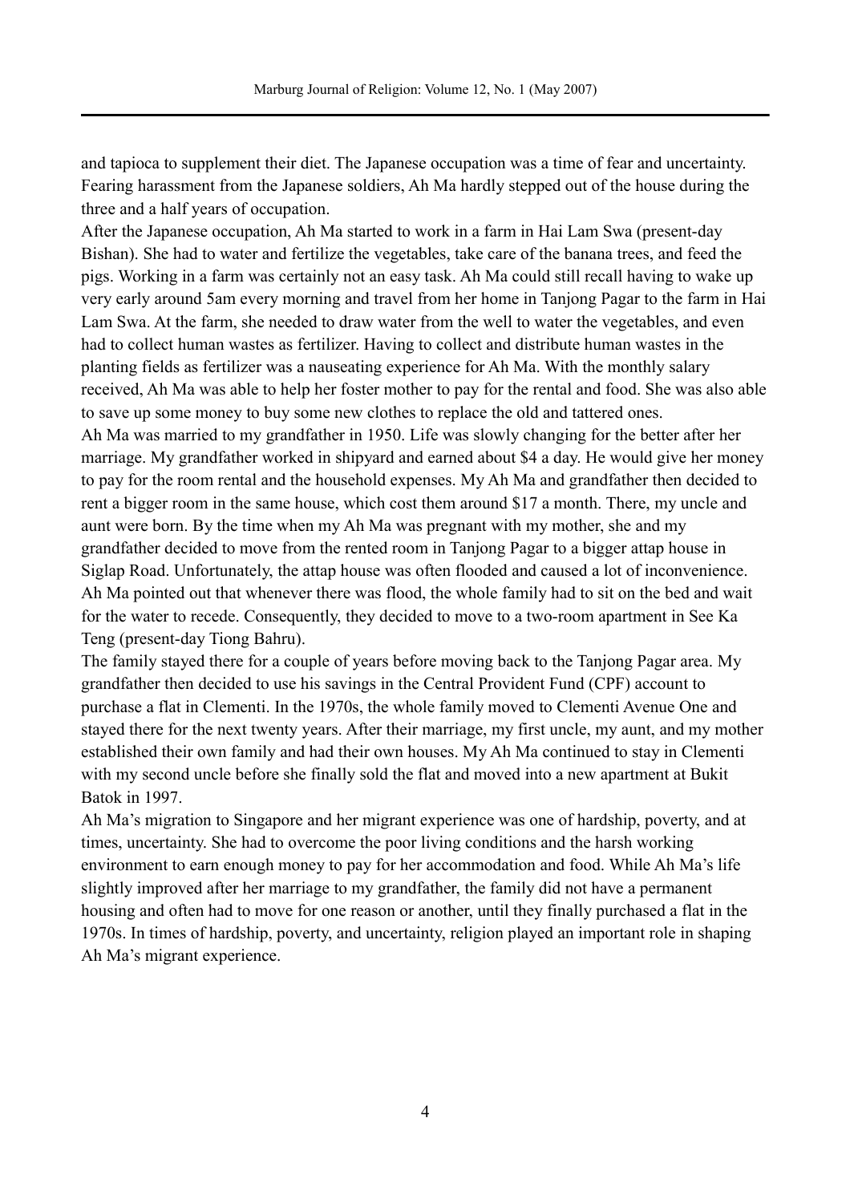and tapioca to supplement their diet. The Japanese occupation was a time of fear and uncertainty. Fearing harassment from the Japanese soldiers, Ah Ma hardly stepped out of the house during the three and a half years of occupation.

After the Japanese occupation, Ah Ma started to work in a farm in Hai Lam Swa (present-day Bishan). She had to water and fertilize the vegetables, take care of the banana trees, and feed the pigs. Working in a farm was certainly not an easy task. Ah Ma could still recall having to wake up very early around 5am every morning and travel from her home in Tanjong Pagar to the farm in Hai Lam Swa. At the farm, she needed to draw water from the well to water the vegetables, and even had to collect human wastes as fertilizer. Having to collect and distribute human wastes in the planting fields as fertilizer was a nauseating experience for Ah Ma. With the monthly salary received, Ah Ma was able to help her foster mother to pay for the rental and food. She was also able to save up some money to buy some new clothes to replace the old and tattered ones.

Ah Ma was married to my grandfather in 1950. Life was slowly changing for the better after her marriage. My grandfather worked in shipyard and earned about $4 a day. He would give her money to pay for the room rental and the household expenses. My Ah Ma and grandfather then decided to rent a bigger room in the same house, which cost them around $17 a month. There, my uncle and aunt were born. By the time when my Ah Ma was pregnant with my mother, she and my grandfather decided to move from the rented room in Tanjong Pagar to a bigger attap house in Siglap Road. Unfortunately, the attap house was often flooded and caused a lot of inconvenience. Ah Ma pointed out that whenever there was flood, the whole family had to sit on the bed and wait for the water to recede. Consequently, they decided to move to a two-room apartment in See Ka Teng (present-day Tiong Bahru).

The family stayed there for a couple of years before moving back to the Tanjong Pagar area. My grandfather then decided to use his savings in the Central Provident Fund (CPF) account to purchase a flat in Clementi. In the 1970s, the whole family moved to Clementi Avenue One and stayed there for the next twenty years. After their marriage, my first uncle, my aunt, and my mother established their own family and had their own houses. My Ah Ma continued to stay in Clementi with my second uncle before she finally sold the flat and moved into a new apartment at Bukit Batok in 1997.

Ah Ma's migration to Singapore and her migrant experience was one of hardship, poverty, and at times, uncertainty. She had to overcome the poor living conditions and the harsh working environment to earn enough money to pay for her accommodation and food. While Ah Ma's life slightly improved after her marriage to my grandfather, the family did not have a permanent housing and often had to move for one reason or another, until they finally purchased a flat in the 1970s. In times of hardship, poverty, and uncertainty, religion played an important role in shaping Ah Ma's migrant experience.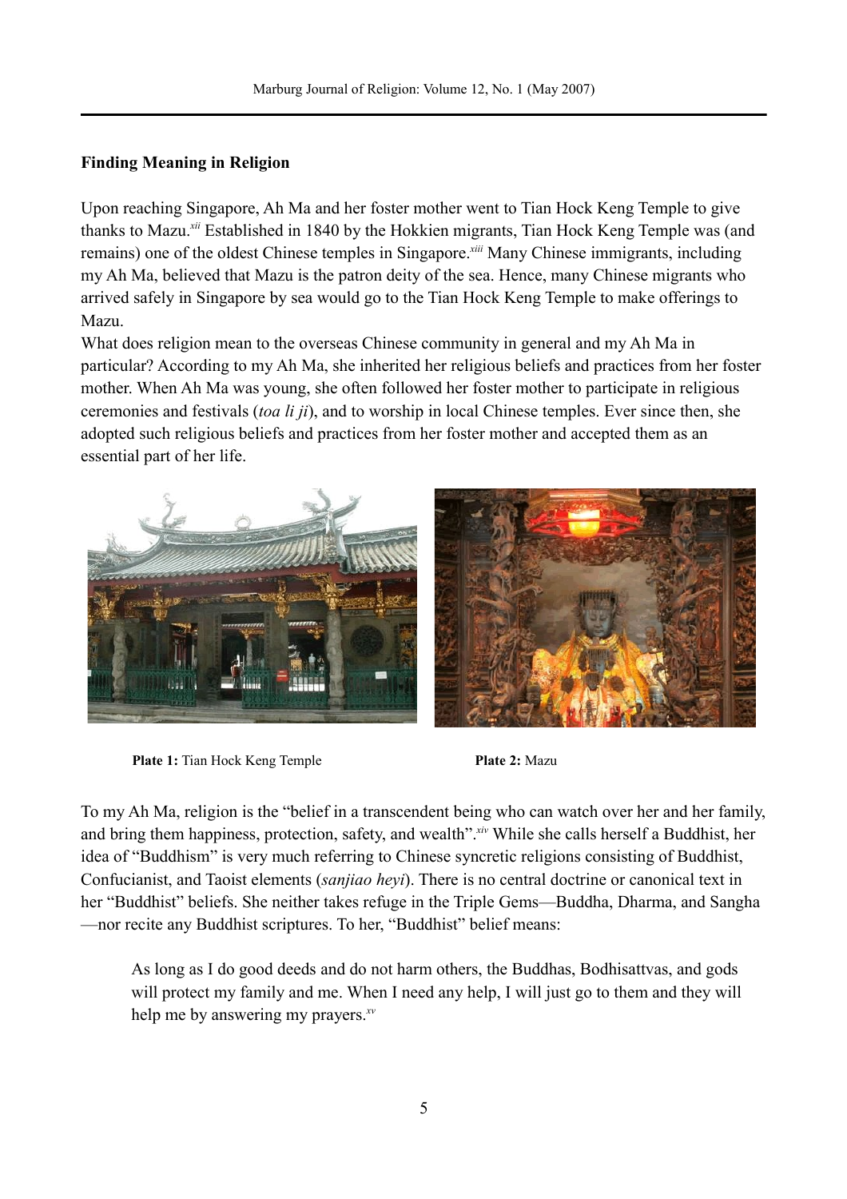**Finding Meaning in Religion**

Upon reaching Singapore, Ah Ma and her foster mother went to Tian Hock Keng Temple to give thanks to Mazu.[xii] Established in 1840 by the Hokkien migrants, Tian Hock Keng Temple was (and remains) one of the oldest Chinese temples in Singapore.[xiii] Many Chinese immigrants, including my Ah Ma, believed that Mazu is the patron deity of the sea. Hence, many Chinese migrants who arrived safely in Singapore by sea would go to the Tian Hock Keng Temple to make offerings to Mazu.

What does religion mean to the overseas Chinese community in general and my Ah Ma in particular? According to my Ah Ma, she inherited her religious beliefs and practices from her foster mother. When Ah Ma was young, she often followed her foster mother to participate in religious ceremonies and festivals (*toa li ji*), and to worship in local Chinese temples. Ever since then, she adopted such religious beliefs and practices from her foster mother and accepted them as an essential part of her life.

**Plate 1:** Tian Hock Keng Temple

**Plate 2:** Mazu

To my Ah Ma, religion is the "belief in a transcendent being who can watch over her and her family, and bring them happiness, protection, safety, and wealth".[xiv] While she calls herself a Buddhist, her idea of "Buddhism" is very much referring to Chinese syncretic religions consisting of Buddhist, Confucianist, and Taoist elements (*sanjiao heyi*). There is no central doctrine or canonical text in her "Buddhist" beliefs. She neither takes refuge in the Triple Gems—Buddha, Dharma, and Sangha—nor recite any Buddhist scriptures. To her, "Buddhist" belief means:

> As long as I do good deeds and do not harm others, the Buddhas, Bodhisattvas, and gods will protect my family and me. When I need any help, I will just go to them and they will help me by answering my prayers.[xv]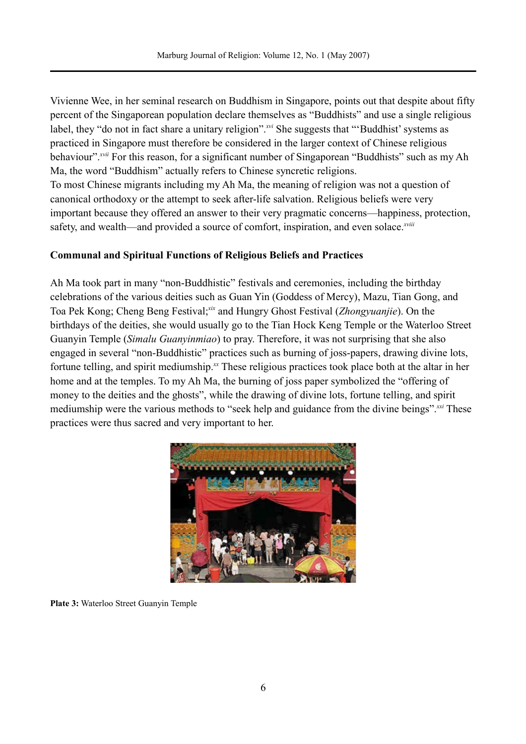Vivienne Wee, in her seminal research on Buddhism in Singapore, points out that despite about fifty percent of the Singaporean population declare themselves as "Buddhists" and use a single religious label, they "do not in fact share a unitary religion".[xvi] She suggests that "'Buddhist' systems as practiced in Singapore must therefore be considered in the larger context of Chinese religious behaviour".[xvii] For this reason, for a significant number of Singaporean "Buddhists" such as my Ah Ma, the word "Buddhism" actually refers to Chinese syncretic religions.
To most Chinese migrants including my Ah Ma, the meaning of religion was not a question of canonical orthodoxy or the attempt to seek after-life salvation. Religious beliefs were very important because they offered an answer to their very pragmatic concerns—happiness, protection, safety, and wealth—and provided a source of comfort, inspiration, and even solace.[xviii]

### Communal and Spiritual Functions of Religious Beliefs and Practices

Ah Ma took part in many "non-Buddhistic" festivals and ceremonies, including the birthday celebrations of the various deities such as Guan Yin (Goddess of Mercy), Mazu, Tian Gong, and Toa Pek Kong; Cheng Beng Festival;[xix] and Hungry Ghost Festival (*Zhongyuanjie*). On the birthdays of the deities, she would usually go to the Tian Hock Keng Temple or the Waterloo Street Guanyin Temple (*Simalu Guanyinmiao*) to pray. Therefore, it was not surprising that she also engaged in several "non-Buddhistic" practices such as burning of joss-papers, drawing divine lots, fortune telling, and spirit mediumship.[xx] These religious practices took place both at the altar in her home and at the temples. To my Ah Ma, the burning of joss paper symbolized the "offering of money to the deities and the ghosts", while the drawing of divine lots, fortune telling, and spirit mediumship were the various methods to "seek help and guidance from the divine beings".[xxi] These practices were thus sacred and very important to her.

**Plate 3:** Waterloo Street Guanyin Temple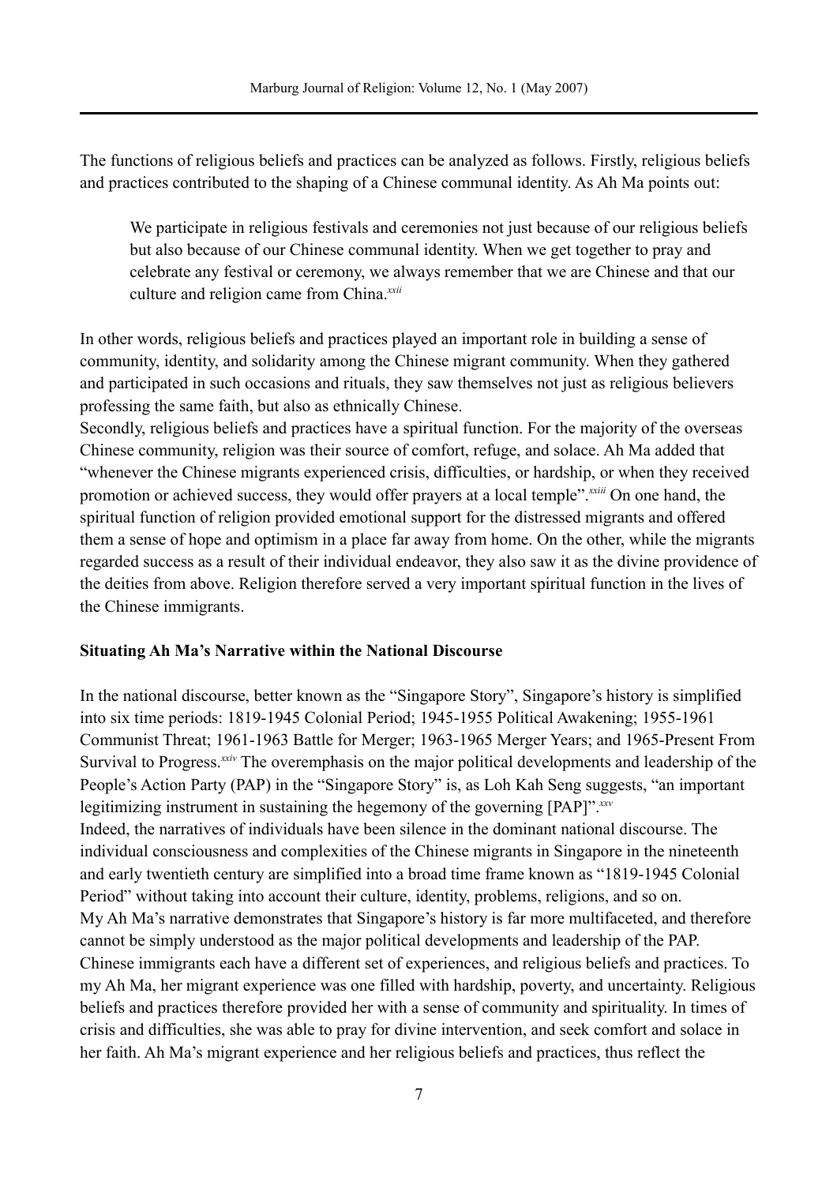The functions of religious beliefs and practices can be analyzed as follows. Firstly, religious beliefs and practices contributed to the shaping of a Chinese communal identity. As Ah Ma points out:

> We participate in religious festivals and ceremonies not just because of our religious beliefs but also because of our Chinese communal identity. When we get together to pray and celebrate any festival or ceremony, we always remember that we are Chinese and that our culture and religion came from China.[xxii]

In other words, religious beliefs and practices played an important role in building a sense of community, identity, and solidarity among the Chinese migrant community. When they gathered and participated in such occasions and rituals, they saw themselves not just as religious believers professing the same faith, but also as ethnically Chinese.

Secondly, religious beliefs and practices have a spiritual function. For the majority of the overseas Chinese community, religion was their source of comfort, refuge, and solace. Ah Ma added that "whenever the Chinese migrants experienced crisis, difficulties, or hardship, or when they received promotion or achieved success, they would offer prayers at a local temple".[xxiii] On one hand, the spiritual function of religion provided emotional support for the distressed migrants and offered them a sense of hope and optimism in a place far away from home. On the other, while the migrants regarded success as a result of their individual endeavor, they also saw it as the divine providence of the deities from above. Religion therefore served a very important spiritual function in the lives of the Chinese immigrants.

### Situating Ah Ma's Narrative within the National Discourse

In the national discourse, better known as the "Singapore Story", Singapore's history is simplified into six time periods: 1819-1945 Colonial Period; 1945-1955 Political Awakening; 1955-1961 Communist Threat; 1961-1963 Battle for Merger; 1963-1965 Merger Years; and 1965-Present From Survival to Progress.[xxiv] The overemphasis on the major political developments and leadership of the People's Action Party (PAP) in the "Singapore Story" is, as Loh Kah Seng suggests, "an important legitimizing instrument in sustaining the hegemony of the governing [PAP]".[xxv]

Indeed, the narratives of individuals have been silence in the dominant national discourse. The individual consciousness and complexities of the Chinese migrants in Singapore in the nineteenth and early twentieth century are simplified into a broad time frame known as "1819-1945 Colonial Period" without taking into account their culture, identity, problems, religions, and so on.

My Ah Ma's narrative demonstrates that Singapore's history is far more multifaceted, and therefore cannot be simply understood as the major political developments and leadership of the PAP. Chinese immigrants each have a different set of experiences, and religious beliefs and practices. To my Ah Ma, her migrant experience was one filled with hardship, poverty, and uncertainty. Religious beliefs and practices therefore provided her with a sense of community and spirituality. In times of crisis and difficulties, she was able to pray for divine intervention, and seek comfort and solace in her faith. Ah Ma's migrant experience and her religious beliefs and practices, thus reflect the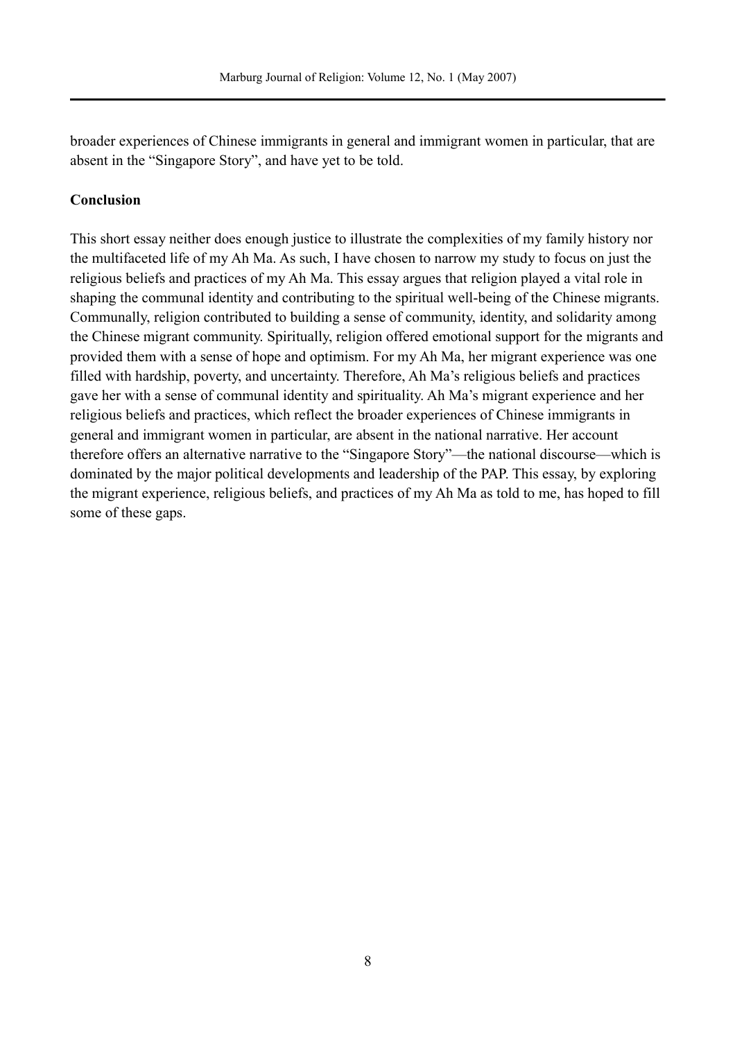broader experiences of Chinese immigrants in general and immigrant women in particular, that are absent in the "Singapore Story", and have yet to be told.

**Conclusion**

This short essay neither does enough justice to illustrate the complexities of my family history nor the multifaceted life of my Ah Ma. As such, I have chosen to narrow my study to focus on just the religious beliefs and practices of my Ah Ma. This essay argues that religion played a vital role in shaping the communal identity and contributing to the spiritual well-being of the Chinese migrants. Communally, religion contributed to building a sense of community, identity, and solidarity among the Chinese migrant community. Spiritually, religion offered emotional support for the migrants and provided them with a sense of hope and optimism. For my Ah Ma, her migrant experience was one filled with hardship, poverty, and uncertainty. Therefore, Ah Ma's religious beliefs and practices gave her with a sense of communal identity and spirituality. Ah Ma's migrant experience and her religious beliefs and practices, which reflect the broader experiences of Chinese immigrants in general and immigrant women in particular, are absent in the national narrative. Her account therefore offers an alternative narrative to the "Singapore Story"—the national discourse—which is dominated by the major political developments and leadership of the PAP. This essay, by exploring the migrant experience, religious beliefs, and practices of my Ah Ma as told to me, has hoped to fill some of these gaps.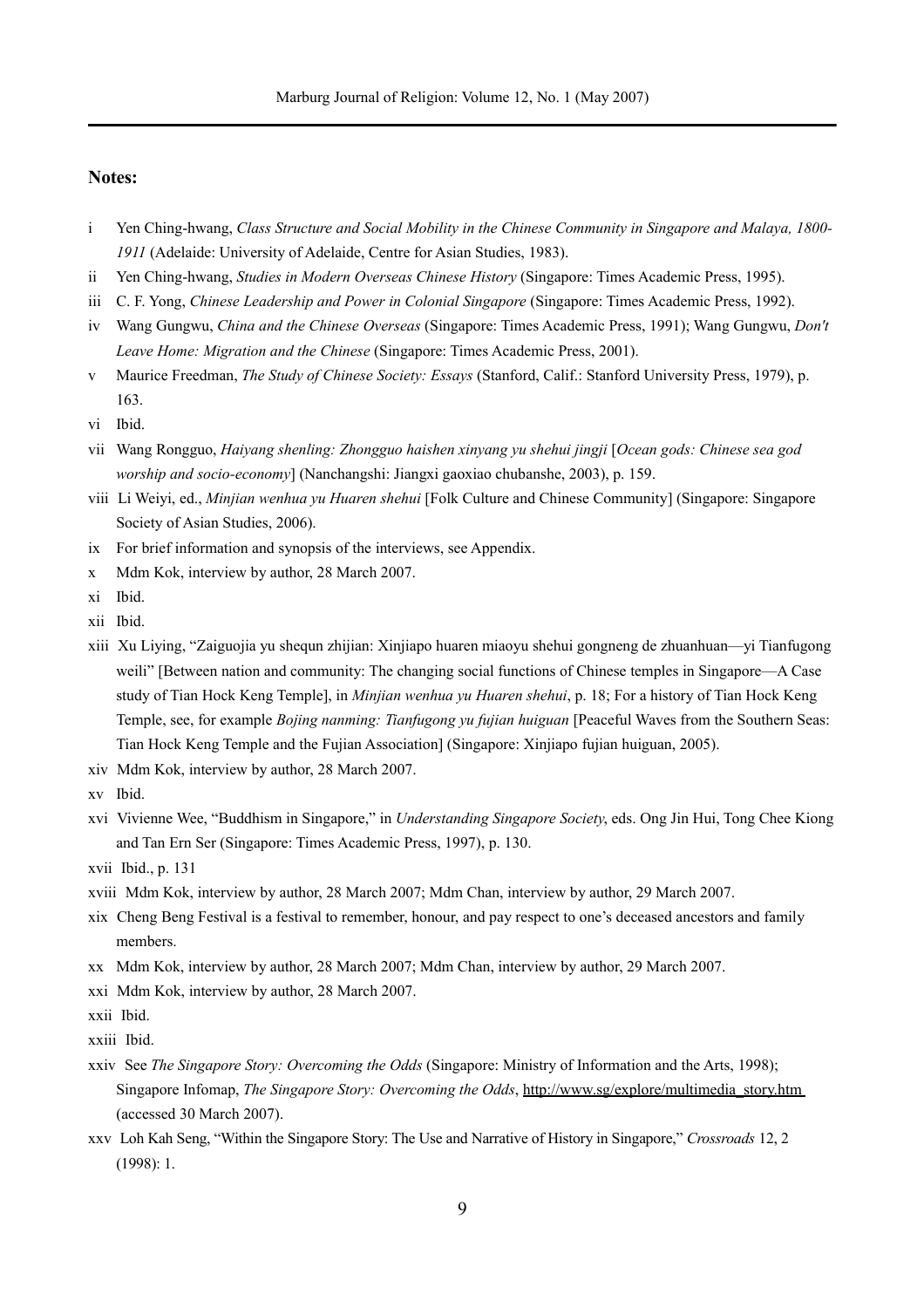## Notes:

i Yen Ching-hwang, *Class Structure and Social Mobility in the Chinese Community in Singapore and Malaya, 1800-1911* (Adelaide: University of Adelaide, Centre for Asian Studies, 1983).

ii Yen Ching-hwang, *Studies in Modern Overseas Chinese History* (Singapore: Times Academic Press, 1995).

iii C. F. Yong, *Chinese Leadership and Power in Colonial Singapore* (Singapore: Times Academic Press, 1992).

iv Wang Gungwu, *China and the Chinese Overseas* (Singapore: Times Academic Press, 1991); Wang Gungwu, *Don't Leave Home: Migration and the Chinese* (Singapore: Times Academic Press, 2001).

v Maurice Freedman, *The Study of Chinese Society: Essays* (Stanford, Calif.: Stanford University Press, 1979), p. 163.

vi Ibid.

vii Wang Rongguo, *Haiyang shenling: Zhongguo haishen xinyang yu shehui jingji* [*Ocean gods: Chinese sea god worship and socio-economy*] (Nanchangshi: Jiangxi gaoxiao chubanshe, 2003), p. 159.

viii Li Weiyi, ed., *Minjian wenhua yu Huaren shehui* [Folk Culture and Chinese Community] (Singapore: Singapore Society of Asian Studies, 2006).

ix For brief information and synopsis of the interviews, see Appendix.

x Mdm Kok, interview by author, 28 March 2007.

xi Ibid.

xii Ibid.

xiii Xu Liying, "Zaiguojia yu shequn zhijian: Xinjiapo huaren miaoyu shehui gongneng de zhuanhuan—yi Tianfugong weili" [Between nation and community: The changing social functions of Chinese temples in Singapore—A Case study of Tian Hock Keng Temple], in *Minjian wenhua yu Huaren shehui*, p. 18; For a history of Tian Hock Keng Temple, see, for example *Bojing nanming: Tianfugong yu fujian huiguan* [Peaceful Waves from the Southern Seas: Tian Hock Keng Temple and the Fujian Association] (Singapore: Xinjiapo fujian huiguan, 2005).

xiv Mdm Kok, interview by author, 28 March 2007.

xv Ibid.

xvi Vivienne Wee, "Buddhism in Singapore," in *Understanding Singapore Society*, eds. Ong Jin Hui, Tong Chee Kiong and Tan Ern Ser (Singapore: Times Academic Press, 1997), p. 130.

xvii Ibid., p. 131

xviii Mdm Kok, interview by author, 28 March 2007; Mdm Chan, interview by author, 29 March 2007.

xix Cheng Beng Festival is a festival to remember, honour, and pay respect to one's deceased ancestors and family members.

xx Mdm Kok, interview by author, 28 March 2007; Mdm Chan, interview by author, 29 March 2007.

xxi Mdm Kok, interview by author, 28 March 2007.

xxii Ibid.

xxiii Ibid.

xxiv See *The Singapore Story: Overcoming the Odds* (Singapore: Ministry of Information and the Arts, 1998); Singapore Infomap, *The Singapore Story: Overcoming the Odds*, http://www.sg/explore/multimedia_story.htm (accessed 30 March 2007).

xxv Loh Kah Seng, "Within the Singapore Story: The Use and Narrative of History in Singapore," *Crossroads* 12, 2 (1998): 1.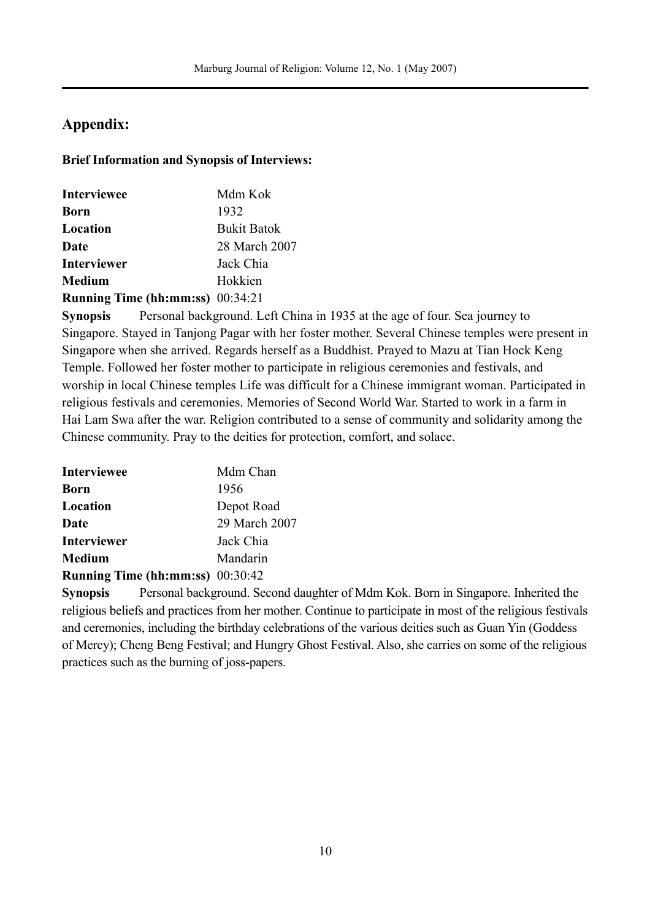## Appendix:

**Brief Information and Synopsis of Interviews:**

| | |
|---|---|
| **Interviewee** | Mdm Kok |
| **Born** | 1932 |
| **Location** | Bukit Batok |
| **Date** | 28 March 2007 |
| **Interviewer** | Jack Chia |
| **Medium** | Hokkien |
| **Running Time (hh:mm:ss)** | 00:34:21 |

**Synopsis** Personal background. Left China in 1935 at the age of four. Sea journey to Singapore. Stayed in Tanjong Pagar with her foster mother. Several Chinese temples were present in Singapore when she arrived. Regards herself as a Buddhist. Prayed to Mazu at Tian Hock Keng Temple. Followed her foster mother to participate in religious ceremonies and festivals, and worship in local Chinese temples Life was difficult for a Chinese immigrant woman. Participated in religious festivals and ceremonies. Memories of Second World War. Started to work in a farm in Hai Lam Swa after the war. Religion contributed to a sense of community and solidarity among the Chinese community. Pray to the deities for protection, comfort, and solace.

| | |
|---|---|
| **Interviewee** | Mdm Chan |
| **Born** | 1956 |
| **Location** | Depot Road |
| **Date** | 29 March 2007 |
| **Interviewer** | Jack Chia |
| **Medium** | Mandarin |
| **Running Time (hh:mm:ss)** | 00:30:42 |

**Synopsis** Personal background. Second daughter of Mdm Kok. Born in Singapore. Inherited the religious beliefs and practices from her mother. Continue to participate in most of the religious festivals and ceremonies, including the birthday celebrations of the various deities such as Guan Yin (Goddess of Mercy); Cheng Beng Festival; and Hungry Ghost Festival. Also, she carries on some of the religious practices such as the burning of joss-papers.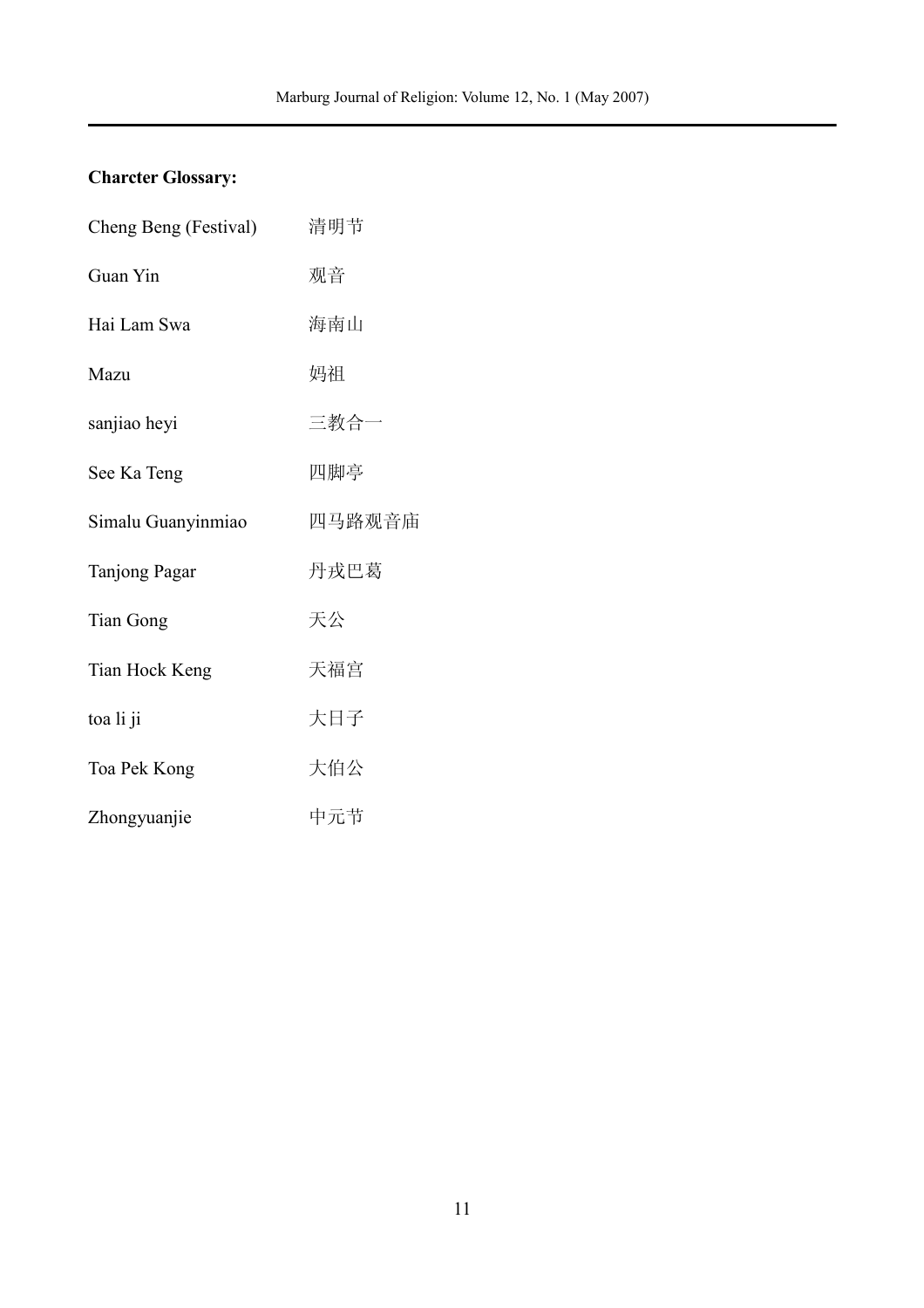**Charcter Glossary:**

| | |
|---|---|
| Cheng Beng (Festival) | 清明节 |
| Guan Yin | 观音 |
| Hai Lam Swa | 海南山 |
| Mazu | 妈祖 |
| sanjiao heyi | 三教合一 |
| See Ka Teng | 四脚亭 |
| Simalu Guanyinmiao | 四马路观音庙 |
| Tanjong Pagar | 丹戎巴葛 |
| Tian Gong | 天公 |
| Tian Hock Keng | 天福宫 |
| toa li ji | 大日子 |
| Toa Pek Kong | 大伯公 |
| Zhongyuanjie | 中元节 |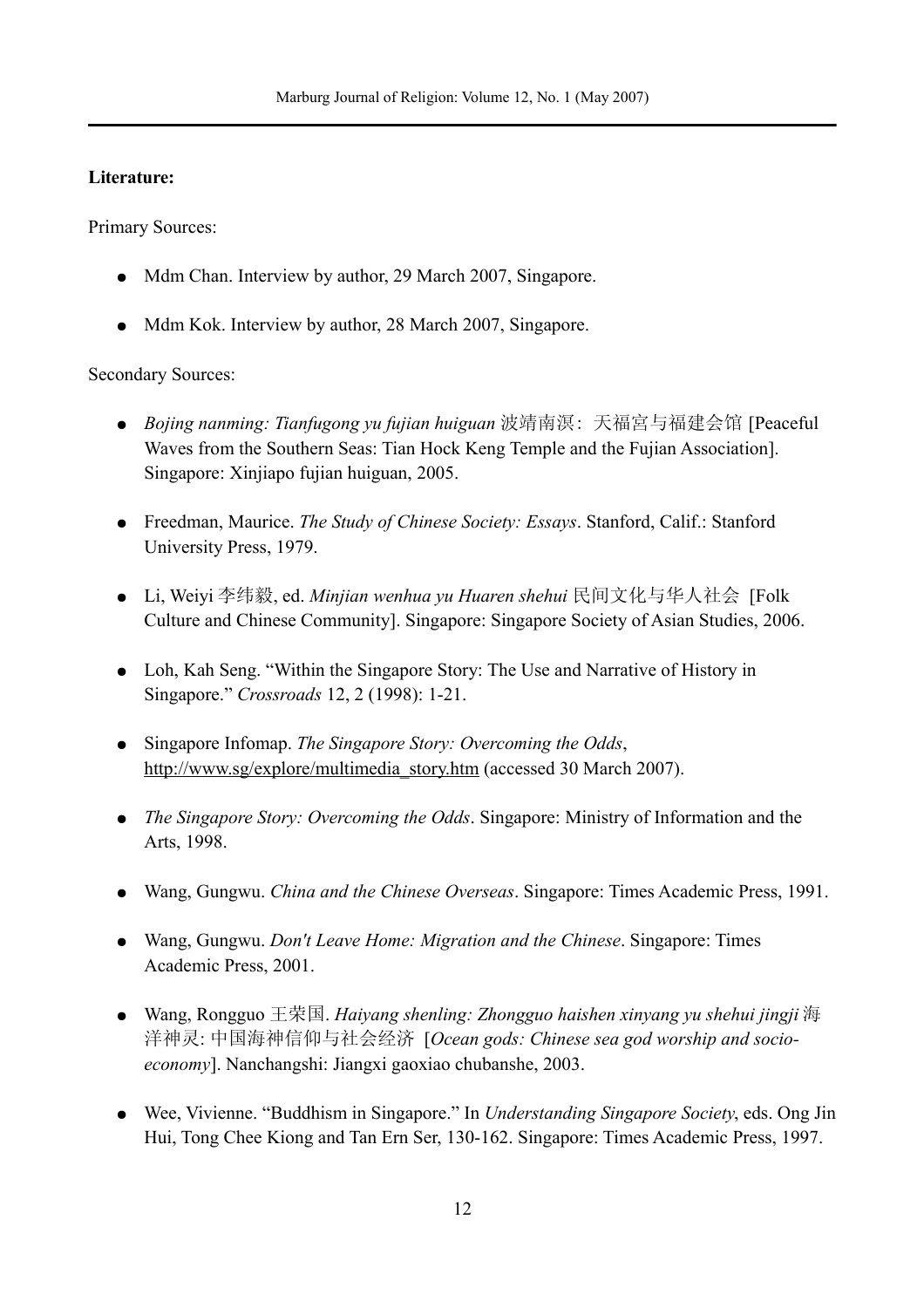**Literature:**

Primary Sources:

- Mdm Chan. Interview by author, 29 March 2007, Singapore.
- Mdm Kok. Interview by author, 28 March 2007, Singapore.

Secondary Sources:

- *Bojing nanming: Tianfugong yu fujian huiguan* 波靖南溟：天福宫与福建会馆 [Peaceful Waves from the Southern Seas: Tian Hock Keng Temple and the Fujian Association]. Singapore: Xinjiapo fujian huiguan, 2005.
- Freedman, Maurice. *The Study of Chinese Society: Essays*. Stanford, Calif.: Stanford University Press, 1979.
- Li, Weiyi 李纬毅, ed. *Minjian wenhua yu Huaren shehui* 民间文化与华人社会 [Folk Culture and Chinese Community]. Singapore: Singapore Society of Asian Studies, 2006.
- Loh, Kah Seng. "Within the Singapore Story: The Use and Narrative of History in Singapore." *Crossroads* 12, 2 (1998): 1-21.
- Singapore Infomap. *The Singapore Story: Overcoming the Odds*, http://www.sg/explore/multimedia_story.htm (accessed 30 March 2007).
- *The Singapore Story: Overcoming the Odds*. Singapore: Ministry of Information and the Arts, 1998.
- Wang, Gungwu. *China and the Chinese Overseas*. Singapore: Times Academic Press, 1991.
- Wang, Gungwu. *Don't Leave Home: Migration and the Chinese*. Singapore: Times Academic Press, 2001.
- Wang, Rongguo 王荣国. *Haiyang shenling: Zhongguo haishen xinyang yu shehui jingji* 海洋神灵: 中国海神信仰与社会经济 [*Ocean gods: Chinese sea god worship and socio-economy*]. Nanchangshi: Jiangxi gaoxiao chubanshe, 2003.
- Wee, Vivienne. "Buddhism in Singapore." In *Understanding Singapore Society*, eds. Ong Jin Hui, Tong Chee Kiong and Tan Ern Ser, 130-162. Singapore: Times Academic Press, 1997.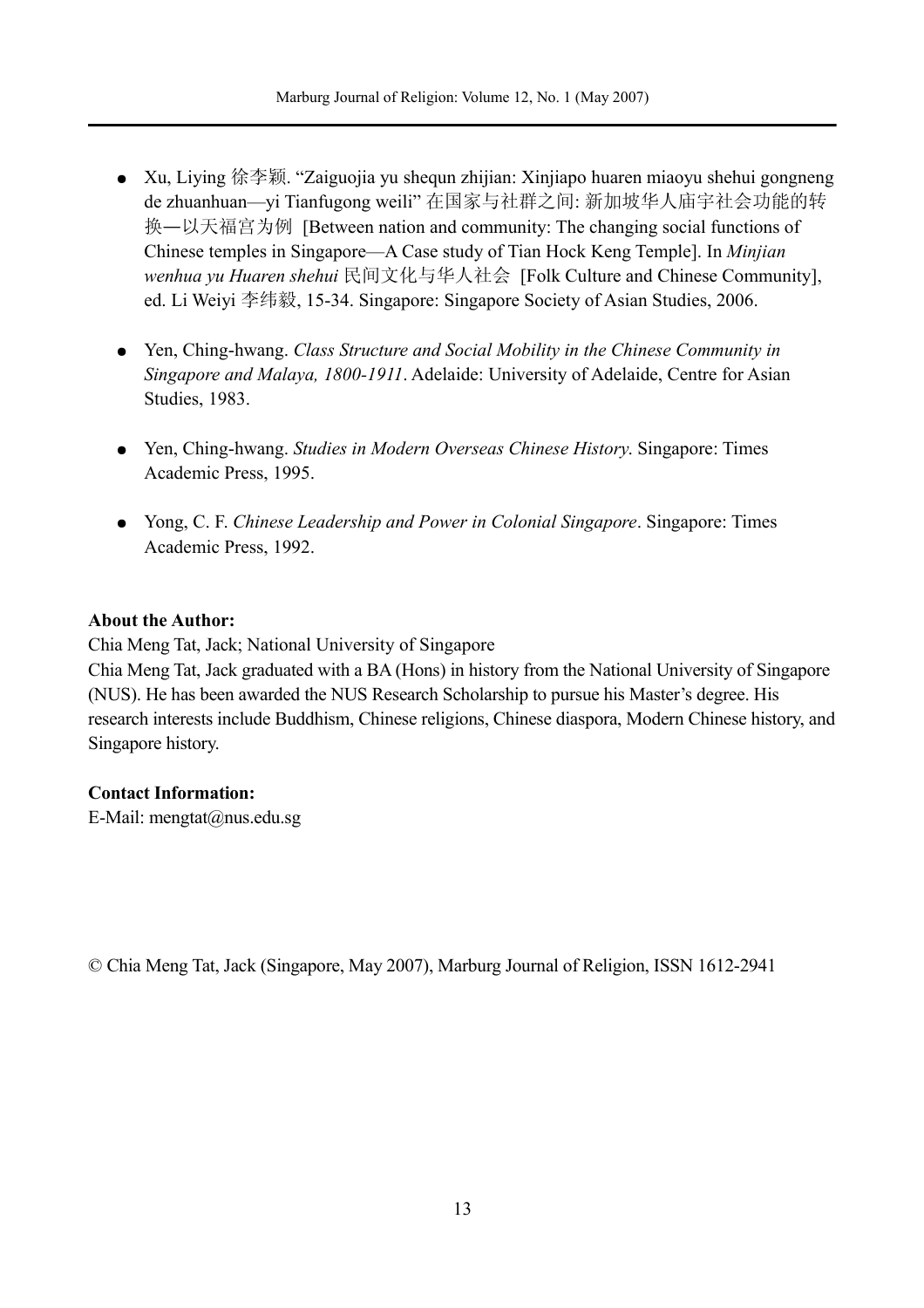- Xu, Liying 徐李颖. "Zaiguojia yu shequn zhijian: Xinjiapo huaren miaoyu shehui gongneng de zhuanhuan—yi Tianfugong weili" 在国家与社群之间: 新加坡华人庙宇社会功能的转换—以天福宫为例 [Between nation and community: The changing social functions of Chinese temples in Singapore—A Case study of Tian Hock Keng Temple]. In *Minjian wenhua yu Huaren shehui* 民间文化与华人社会 [Folk Culture and Chinese Community], ed. Li Weiyi 李纬毅, 15-34. Singapore: Singapore Society of Asian Studies, 2006.

- Yen, Ching-hwang. *Class Structure and Social Mobility in the Chinese Community in Singapore and Malaya, 1800-1911*. Adelaide: University of Adelaide, Centre for Asian Studies, 1983.

- Yen, Ching-hwang. *Studies in Modern Overseas Chinese History*. Singapore: Times Academic Press, 1995.

- Yong, C. F. *Chinese Leadership and Power in Colonial Singapore*. Singapore: Times Academic Press, 1992.

**About the Author:**
Chia Meng Tat, Jack; National University of Singapore
Chia Meng Tat, Jack graduated with a BA (Hons) in history from the National University of Singapore (NUS). He has been awarded the NUS Research Scholarship to pursue his Master's degree. His research interests include Buddhism, Chinese religions, Chinese diaspora, Modern Chinese history, and Singapore history.

**Contact Information:**
E-Mail: mengtat@nus.edu.sg

© Chia Meng Tat, Jack (Singapore, May 2007), Marburg Journal of Religion, ISSN 1612-2941